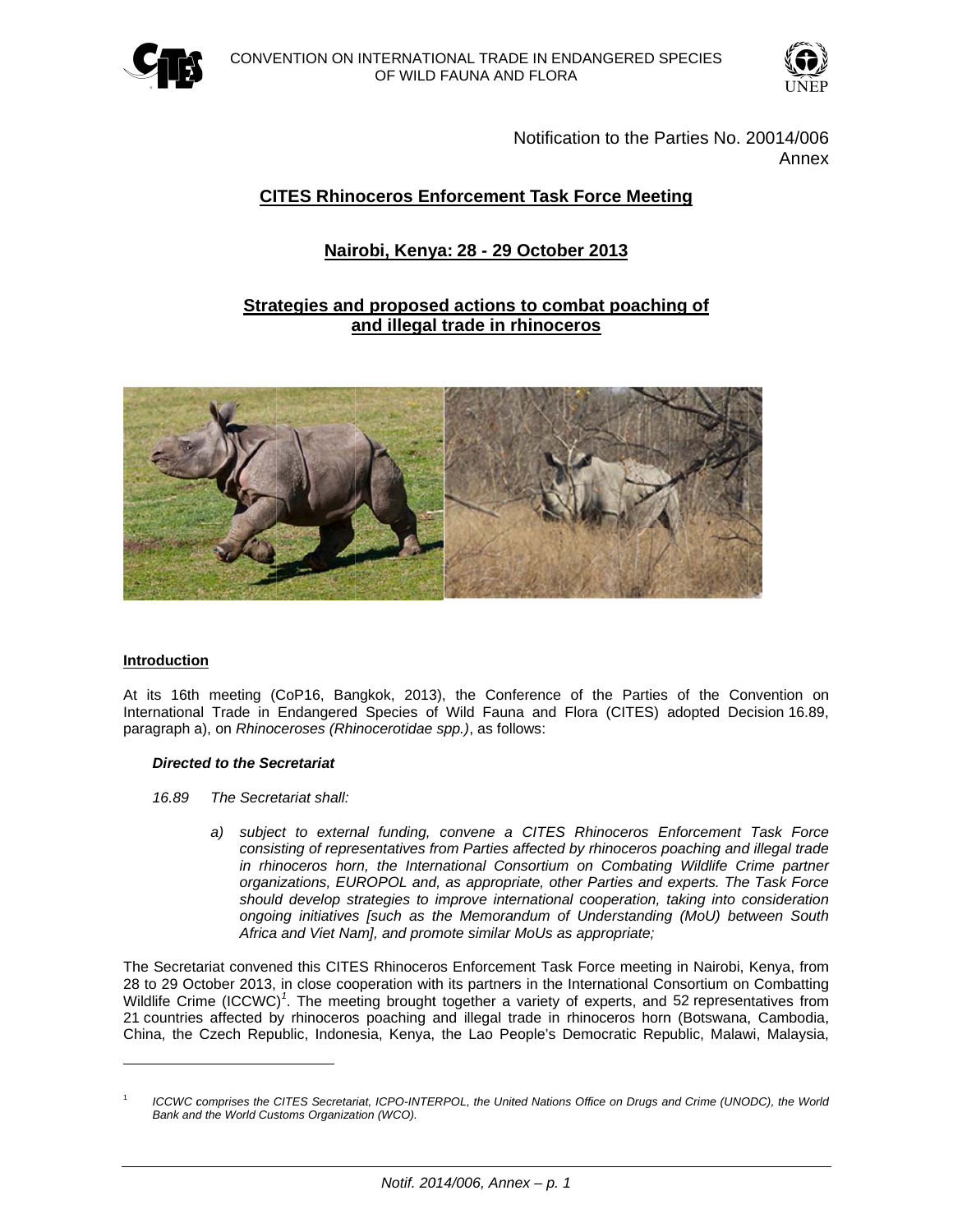CONVENTION ON INTERNATIONAL TRADE IN ENDANGERED SPECIES OF WILD FAUNA AND FLORA

Notification to the Parties No. 20014/006
Annex

# CITES Rhinoceros Enforcement Task Force Meeting

## Nairobi, Kenya: 28 - 29 October 2013

## Strategies and proposed actions to combat poaching of and illegal trade in rhinoceros

### Introduction

At its 16th meeting (CoP16, Bangkok, 2013), the Conference of the Parties of the Convention on International Trade in Endangered Species of Wild Fauna and Flora (CITES) adopted Decision 16.89, paragraph a), on *Rhinoceroses (Rhinocerotidae spp.)*, as follows:

***Directed to the Secretariat***

*16.89 The Secretariat shall:*

> *a) subject to external funding, convene a CITES Rhinoceros Enforcement Task Force consisting of representatives from Parties affected by rhinoceros poaching and illegal trade in rhinoceros horn, the International Consortium on Combating Wildlife Crime partner organizations, EUROPOL and, as appropriate, other Parties and experts. The Task Force should develop strategies to improve international cooperation, taking into consideration ongoing initiatives [such as the Memorandum of Understanding (MoU) between South Africa and Viet Nam], and promote similar MoUs as appropriate;*

The Secretariat convened this CITES Rhinoceros Enforcement Task Force meeting in Nairobi, Kenya, from 28 to 29 October 2013, in close cooperation with its partners in the International Consortium on Combatting Wildlife Crime (ICCWC)[1]. The meeting brought together a variety of experts, and 52 representatives from 21 countries affected by rhinoceros poaching and illegal trade in rhinoceros horn (Botswana, Cambodia, China, the Czech Republic, Indonesia, Kenya, the Lao People's Democratic Republic, Malawi, Malaysia,

[1] *ICCWC comprises the CITES Secretariat, ICPO-INTERPOL, the United Nations Office on Drugs and Crime (UNODC), the World Bank and the World Customs Organization (WCO).*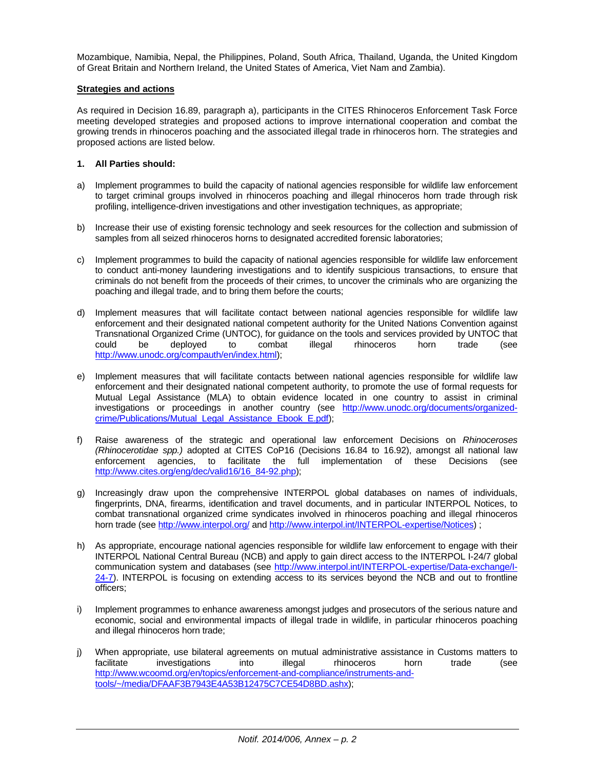Mozambique, Namibia, Nepal, the Philippines, Poland, South Africa, Thailand, Uganda, the United Kingdom of Great Britain and Northern Ireland, the United States of America, Viet Nam and Zambia).

**Strategies and actions**

As required in Decision 16.89, paragraph a), participants in the CITES Rhinoceros Enforcement Task Force meeting developed strategies and proposed actions to improve international cooperation and combat the growing trends in rhinoceros poaching and the associated illegal trade in rhinoceros horn. The strategies and proposed actions are listed below.

**1. All Parties should:**

a) Implement programmes to build the capacity of national agencies responsible for wildlife law enforcement to target criminal groups involved in rhinoceros poaching and illegal rhinoceros horn trade through risk profiling, intelligence-driven investigations and other investigation techniques, as appropriate;

b) Increase their use of existing forensic technology and seek resources for the collection and submission of samples from all seized rhinoceros horns to designated accredited forensic laboratories;

c) Implement programmes to build the capacity of national agencies responsible for wildlife law enforcement to conduct anti-money laundering investigations and to identify suspicious transactions, to ensure that criminals do not benefit from the proceeds of their crimes, to uncover the criminals who are organizing the poaching and illegal trade, and to bring them before the courts;

d) Implement measures that will facilitate contact between national agencies responsible for wildlife law enforcement and their designated national competent authority for the United Nations Convention against Transnational Organized Crime (UNTOC), for guidance on the tools and services provided by UNTOC that could be deployed to combat illegal rhinoceros horn trade (see http://www.unodc.org/compauth/en/index.html);

e) Implement measures that will facilitate contacts between national agencies responsible for wildlife law enforcement and their designated national competent authority, to promote the use of formal requests for Mutual Legal Assistance (MLA) to obtain evidence located in one country to assist in criminal investigations or proceedings in another country (see http://www.unodc.org/documents/organized-crime/Publications/Mutual_Legal_Assistance_Ebook_E.pdf);

f) Raise awareness of the strategic and operational law enforcement Decisions on *Rhinoceroses (Rhinocerotidae spp.)* adopted at CITES CoP16 (Decisions 16.84 to 16.92), amongst all national law enforcement agencies, to facilitate the full implementation of these Decisions (see http://www.cites.org/eng/dec/valid16/16_84-92.php);

g) Increasingly draw upon the comprehensive INTERPOL global databases on names of individuals, fingerprints, DNA, firearms, identification and travel documents, and in particular INTERPOL Notices, to combat transnational organized crime syndicates involved in rhinoceros poaching and illegal rhinoceros horn trade (see http://www.interpol.org/ and http://www.interpol.int/INTERPOL-expertise/Notices) ;

h) As appropriate, encourage national agencies responsible for wildlife law enforcement to engage with their INTERPOL National Central Bureau (NCB) and apply to gain direct access to the INTERPOL I-24/7 global communication system and databases (see http://www.interpol.int/INTERPOL-expertise/Data-exchange/I-24-7). INTERPOL is focusing on extending access to its services beyond the NCB and out to frontline officers;

i) Implement programmes to enhance awareness amongst judges and prosecutors of the serious nature and economic, social and environmental impacts of illegal trade in wildlife, in particular rhinoceros poaching and illegal rhinoceros horn trade;

j) When appropriate, use bilateral agreements on mutual administrative assistance in Customs matters to facilitate investigations into illegal rhinoceros horn trade (see http://www.wcoomd.org/en/topics/enforcement-and-compliance/instruments-and-tools/~/media/DFAAF3B7943E4A53B12475C7CE54D8BD.ashx);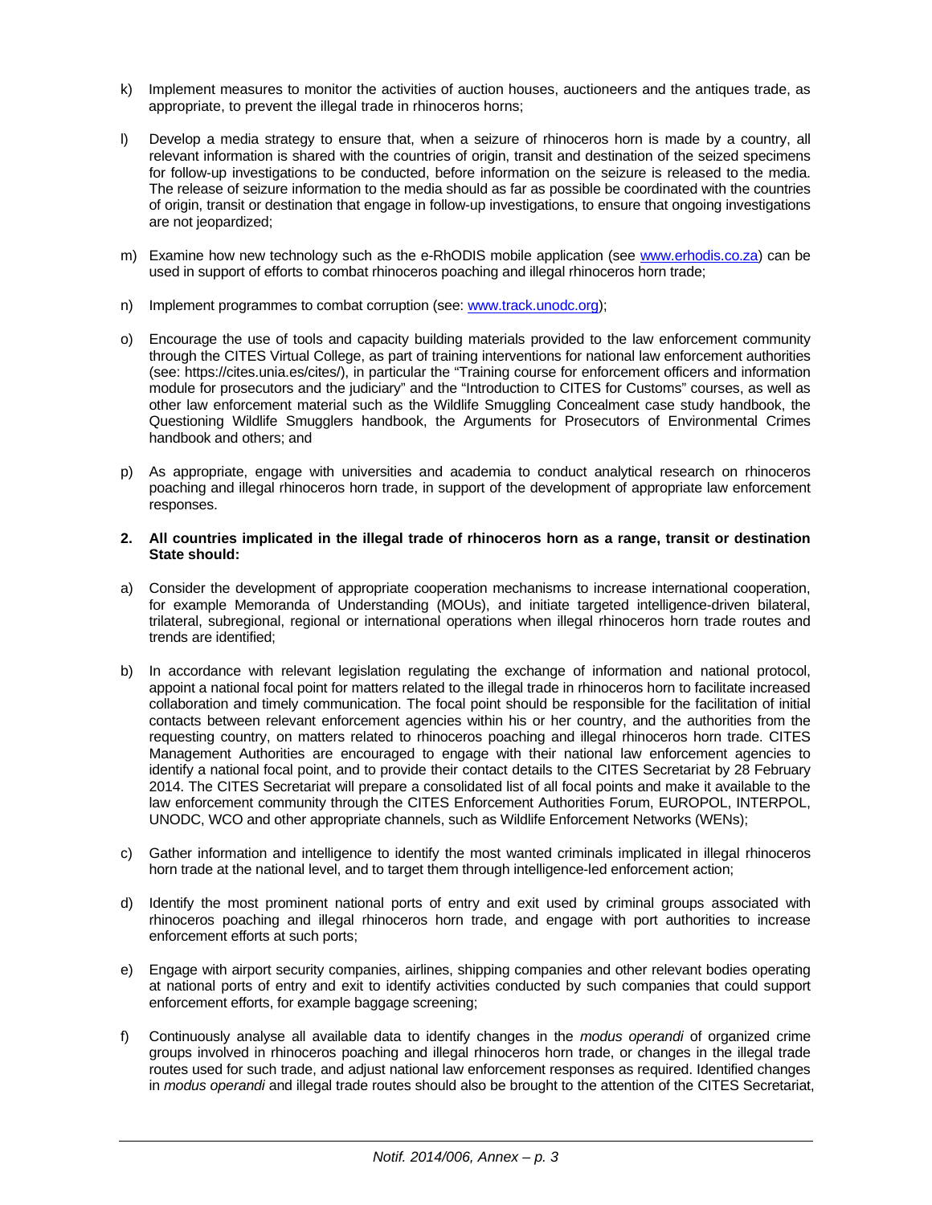k) Implement measures to monitor the activities of auction houses, auctioneers and the antiques trade, as appropriate, to prevent the illegal trade in rhinoceros horns;

l) Develop a media strategy to ensure that, when a seizure of rhinoceros horn is made by a country, all relevant information is shared with the countries of origin, transit and destination of the seized specimens for follow-up investigations to be conducted, before information on the seizure is released to the media. The release of seizure information to the media should as far as possible be coordinated with the countries of origin, transit or destination that engage in follow-up investigations, to ensure that ongoing investigations are not jeopardized;

m) Examine how new technology such as the e-RhODIS mobile application (see [www.erhodis.co.za](http://www.erhodis.co.za)) can be used in support of efforts to combat rhinoceros poaching and illegal rhinoceros horn trade;

n) Implement programmes to combat corruption (see: [www.track.unodc.org](http://www.track.unodc.org));

o) Encourage the use of tools and capacity building materials provided to the law enforcement community through the CITES Virtual College, as part of training interventions for national law enforcement authorities (see: https://cites.unia.es/cites/), in particular the "Training course for enforcement officers and information module for prosecutors and the judiciary" and the "Introduction to CITES for Customs" courses, as well as other law enforcement material such as the Wildlife Smuggling Concealment case study handbook, the Questioning Wildlife Smugglers handbook, the Arguments for Prosecutors of Environmental Crimes handbook and others; and

p) As appropriate, engage with universities and academia to conduct analytical research on rhinoceros poaching and illegal rhinoceros horn trade, in support of the development of appropriate law enforcement responses.

**2. All countries implicated in the illegal trade of rhinoceros horn as a range, transit or destination State should:**

a) Consider the development of appropriate cooperation mechanisms to increase international cooperation, for example Memoranda of Understanding (MOUs), and initiate targeted intelligence-driven bilateral, trilateral, subregional, regional or international operations when illegal rhinoceros horn trade routes and trends are identified;

b) In accordance with relevant legislation regulating the exchange of information and national protocol, appoint a national focal point for matters related to the illegal trade in rhinoceros horn to facilitate increased collaboration and timely communication. The focal point should be responsible for the facilitation of initial contacts between relevant enforcement agencies within his or her country, and the authorities from the requesting country, on matters related to rhinoceros poaching and illegal rhinoceros horn trade. CITES Management Authorities are encouraged to engage with their national law enforcement agencies to identify a national focal point, and to provide their contact details to the CITES Secretariat by 28 February 2014. The CITES Secretariat will prepare a consolidated list of all focal points and make it available to the law enforcement community through the CITES Enforcement Authorities Forum, EUROPOL, INTERPOL, UNODC, WCO and other appropriate channels, such as Wildlife Enforcement Networks (WENs);

c) Gather information and intelligence to identify the most wanted criminals implicated in illegal rhinoceros horn trade at the national level, and to target them through intelligence-led enforcement action;

d) Identify the most prominent national ports of entry and exit used by criminal groups associated with rhinoceros poaching and illegal rhinoceros horn trade, and engage with port authorities to increase enforcement efforts at such ports;

e) Engage with airport security companies, airlines, shipping companies and other relevant bodies operating at national ports of entry and exit to identify activities conducted by such companies that could support enforcement efforts, for example baggage screening;

f) Continuously analyse all available data to identify changes in the *modus operandi* of organized crime groups involved in rhinoceros poaching and illegal rhinoceros horn trade, or changes in the illegal trade routes used for such trade, and adjust national law enforcement responses as required. Identified changes in *modus operandi* and illegal trade routes should also be brought to the attention of the CITES Secretariat,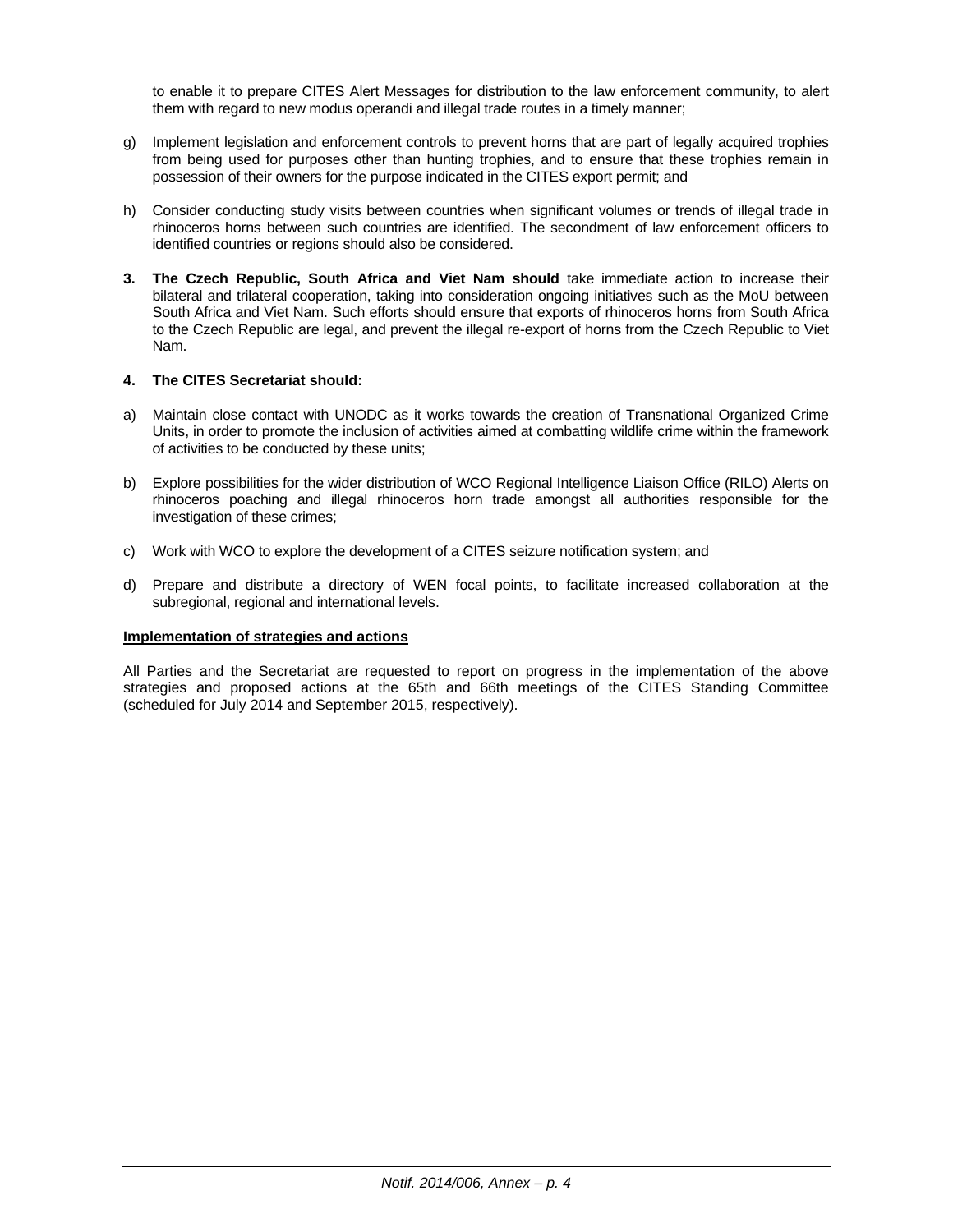to enable it to prepare CITES Alert Messages for distribution to the law enforcement community, to alert them with regard to new modus operandi and illegal trade routes in a timely manner;

g) Implement legislation and enforcement controls to prevent horns that are part of legally acquired trophies from being used for purposes other than hunting trophies, and to ensure that these trophies remain in possession of their owners for the purpose indicated in the CITES export permit; and

h) Consider conducting study visits between countries when significant volumes or trends of illegal trade in rhinoceros horns between such countries are identified. The secondment of law enforcement officers to identified countries or regions should also be considered.

**3. The Czech Republic, South Africa and Viet Nam should** take immediate action to increase their bilateral and trilateral cooperation, taking into consideration ongoing initiatives such as the MoU between South Africa and Viet Nam. Such efforts should ensure that exports of rhinoceros horns from South Africa to the Czech Republic are legal, and prevent the illegal re-export of horns from the Czech Republic to Viet Nam.

**4. The CITES Secretariat should:**

a) Maintain close contact with UNODC as it works towards the creation of Transnational Organized Crime Units, in order to promote the inclusion of activities aimed at combatting wildlife crime within the framework of activities to be conducted by these units;

b) Explore possibilities for the wider distribution of WCO Regional Intelligence Liaison Office (RILO) Alerts on rhinoceros poaching and illegal rhinoceros horn trade amongst all authorities responsible for the investigation of these crimes;

c) Work with WCO to explore the development of a CITES seizure notification system; and

d) Prepare and distribute a directory of WEN focal points, to facilitate increased collaboration at the subregional, regional and international levels.

**Implementation of strategies and actions**

All Parties and the Secretariat are requested to report on progress in the implementation of the above strategies and proposed actions at the 65th and 66th meetings of the CITES Standing Committee (scheduled for July 2014 and September 2015, respectively).